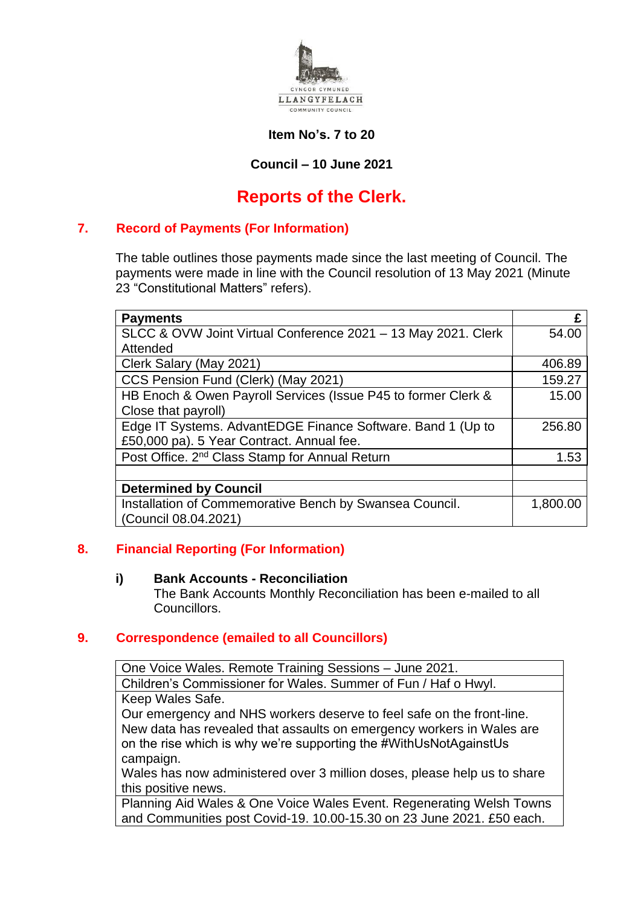CYNGOR CYMUNED
LLANGYFELACH
COMMUNITY COUNCIL

**Item No's. 7 to 20**

**Council – 10 June 2021**

# Reports of the Clerk.

## 7. Record of Payments (For Information)

The table outlines those payments made since the last meeting of Council. The payments were made in line with the Council resolution of 13 May 2021 (Minute 23 "Constitutional Matters" refers).

| **Payments** | **£** |
|---|---|
| SLCC & OVW Joint Virtual Conference 2021 – 13 May 2021. Clerk Attended | 54.00 |
| Clerk Salary (May 2021) | 406.89 |
| CCS Pension Fund (Clerk) (May 2021) | 159.27 |
| HB Enoch & Owen Payroll Services (Issue P45 to former Clerk & Close that payroll) | 15.00 |
| Edge IT Systems. AdvantEDGE Finance Software. Band 1 (Up to £50,000 pa). 5 Year Contract. Annual fee. | 256.80 |
| Post Office. 2nd Class Stamp for Annual Return | 1.53 |
| | |
| **Determined by Council** | |
| Installation of Commemorative Bench by Swansea Council. (Council 08.04.2021) | 1,800.00 |

## 8. Financial Reporting (For Information)

**i) Bank Accounts - Reconciliation**
The Bank Accounts Monthly Reconciliation has been e-mailed to all Councillors.

## 9. Correspondence (emailed to all Councillors)

| |
|---|
| One Voice Wales. Remote Training Sessions – June 2021. |
| Children's Commissioner for Wales. Summer of Fun / Haf o Hwyl. |
| Keep Wales Safe.<br>Our emergency and NHS workers deserve to feel safe on the front-line. New data has revealed that assaults on emergency workers in Wales are on the rise which is why we're supporting the #WithUsNotAgainstUs campaign.<br>Wales has now administered over 3 million doses, please help us to share this positive news. |
| Planning Aid Wales & One Voice Wales Event. Regenerating Welsh Towns and Communities post Covid-19. 10.00-15.30 on 23 June 2021. £50 each. |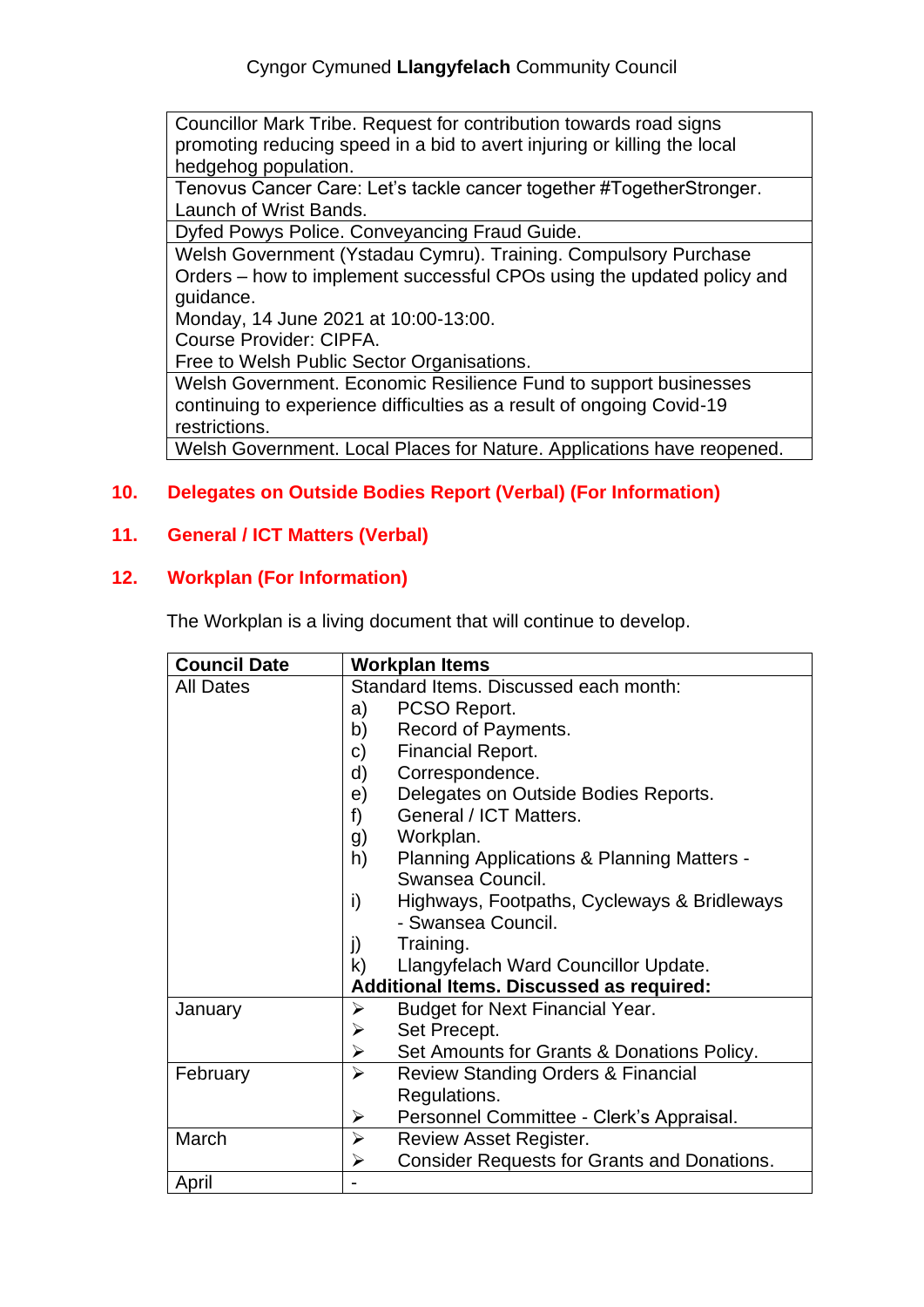| |
|---|
| Councillor Mark Tribe. Request for contribution towards road signs promoting reducing speed in a bid to avert injuring or killing the local hedgehog population. |
| Tenovus Cancer Care: Let's tackle cancer together #TogetherStronger. Launch of Wrist Bands. |
| Dyfed Powys Police. Conveyancing Fraud Guide. |
| Welsh Government (Ystadau Cymru). Training. Compulsory Purchase Orders – how to implement successful CPOs using the updated policy and guidance.<br>Monday, 14 June 2021 at 10:00-13:00.<br>Course Provider: CIPFA.<br>Free to Welsh Public Sector Organisations. |
| Welsh Government. Economic Resilience Fund to support businesses continuing to experience difficulties as a result of ongoing Covid-19 restrictions. |
| Welsh Government. Local Places for Nature. Applications have reopened. |

## 10. Delegates on Outside Bodies Report (Verbal) (For Information)

## 11. General / ICT Matters (Verbal)

## 12. Workplan (For Information)

The Workplan is a living document that will continue to develop.

| **Council Date** | **Workplan Items** |
|---|---|
| All Dates | Standard Items. Discussed each month:<br>a) PCSO Report.<br>b) Record of Payments.<br>c) Financial Report.<br>d) Correspondence.<br>e) Delegates on Outside Bodies Reports.<br>f) General / ICT Matters.<br>g) Workplan.<br>h) Planning Applications & Planning Matters - Swansea Council.<br>i) Highways, Footpaths, Cycleways & Bridleways - Swansea Council.<br>j) Training.<br>k) Llangyfelach Ward Councillor Update.<br>**Additional Items. Discussed as required:** |
| January | ➢ Budget for Next Financial Year.<br>➢ Set Precept.<br>➢ Set Amounts for Grants & Donations Policy. |
| February | ➢ Review Standing Orders & Financial Regulations.<br>➢ Personnel Committee - Clerk's Appraisal. |
| March | ➢ Review Asset Register.<br>➢ Consider Requests for Grants and Donations. |
| April | - |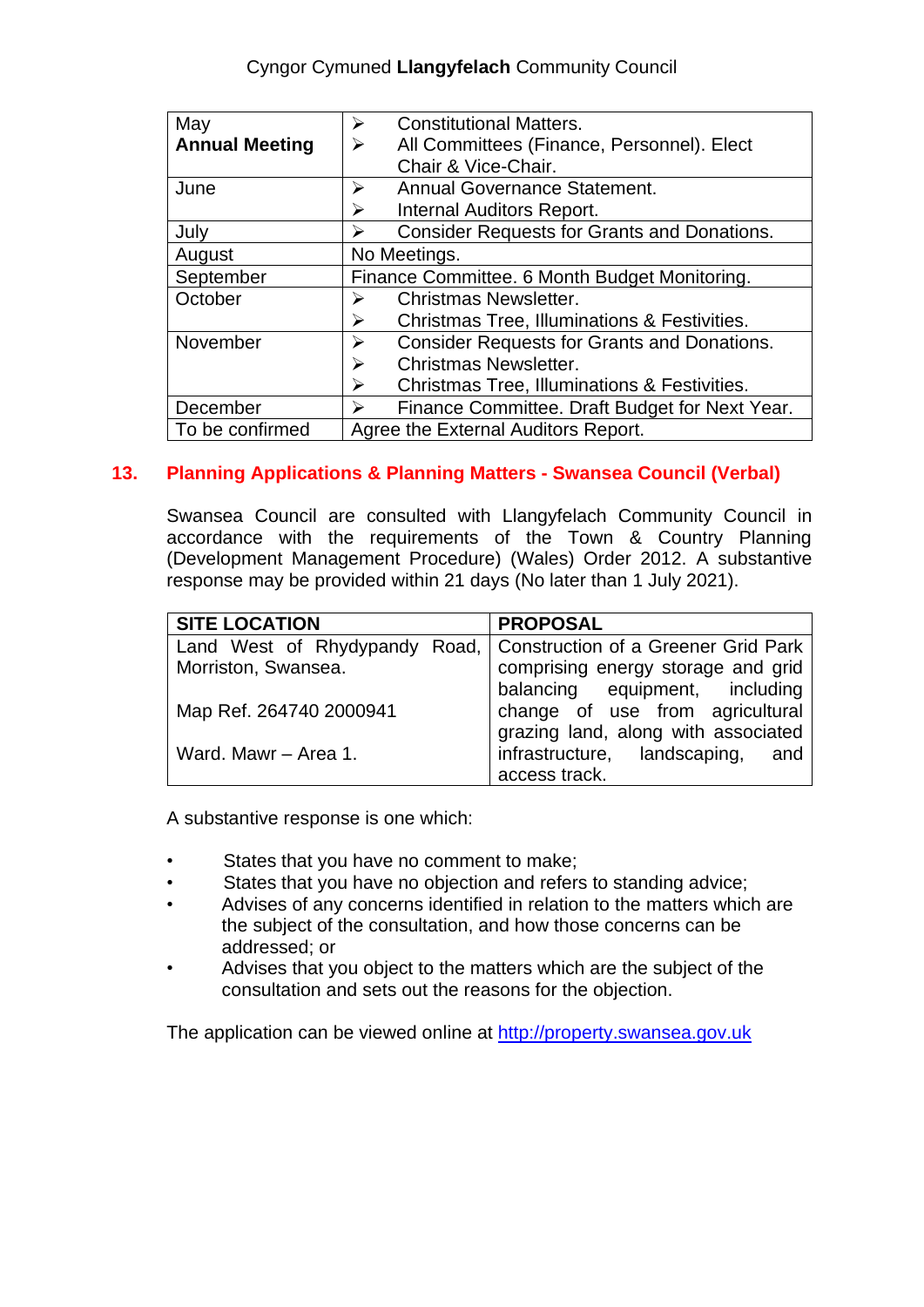| | |
|---|---|
| May<br>**Annual Meeting** | ➢ Constitutional Matters.<br>➢ All Committees (Finance, Personnel). Elect Chair & Vice-Chair. |
| June | ➢ Annual Governance Statement.<br>➢ Internal Auditors Report. |
| July | ➢ Consider Requests for Grants and Donations. |
| August | No Meetings. |
| September | Finance Committee. 6 Month Budget Monitoring. |
| October | ➢ Christmas Newsletter.<br>➢ Christmas Tree, Illuminations & Festivities. |
| November | ➢ Consider Requests for Grants and Donations.<br>➢ Christmas Newsletter.<br>➢ Christmas Tree, Illuminations & Festivities. |
| December | ➢ Finance Committee. Draft Budget for Next Year. |
| To be confirmed | Agree the External Auditors Report. |

## 13. Planning Applications & Planning Matters - Swansea Council (Verbal)

Swansea Council are consulted with Llangyfelach Community Council in accordance with the requirements of the Town & Country Planning (Development Management Procedure) (Wales) Order 2012. A substantive response may be provided within 21 days (No later than 1 July 2021).

| SITE LOCATION | PROPOSAL |
|---|---|
| Land West of Rhydypandy Road, Morriston, Swansea.<br><br>Map Ref. 264740 2000941<br><br>Ward. Mawr – Area 1. | Construction of a Greener Grid Park comprising energy storage and grid balancing equipment, including change of use from agricultural grazing land, along with associated infrastructure, landscaping, and access track. |

A substantive response is one which:

- States that you have no comment to make;
- States that you have no objection and refers to standing advice;
- Advises of any concerns identified in relation to the matters which are the subject of the consultation, and how those concerns can be addressed; or
- Advises that you object to the matters which are the subject of the consultation and sets out the reasons for the objection.

The application can be viewed online at http://property.swansea.gov.uk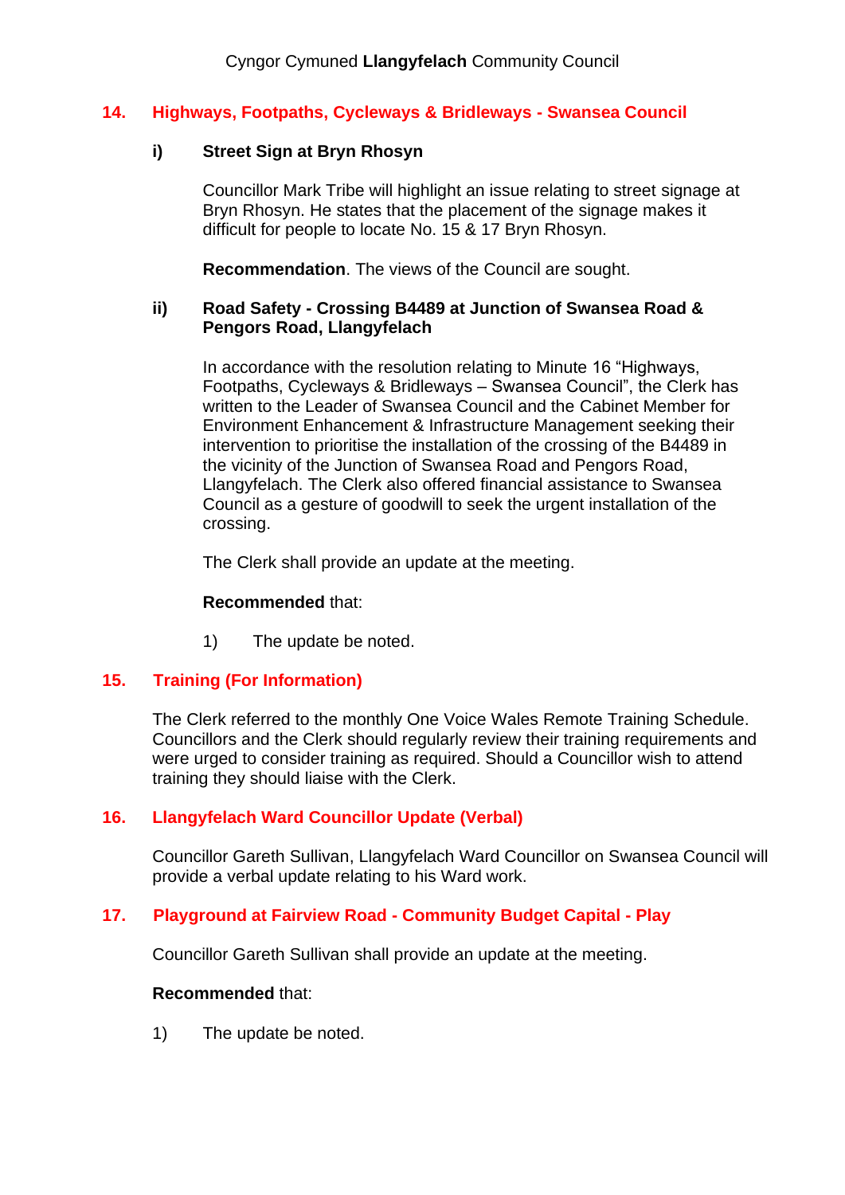## 14. Highways, Footpaths, Cycleways & Bridleways - Swansea Council

### i) Street Sign at Bryn Rhosyn

Councillor Mark Tribe will highlight an issue relating to street signage at Bryn Rhosyn. He states that the placement of the signage makes it difficult for people to locate No. 15 & 17 Bryn Rhosyn.

**Recommendation**. The views of the Council are sought.

### ii) Road Safety - Crossing B4489 at Junction of Swansea Road & Pengors Road, Llangyfelach

In accordance with the resolution relating to Minute 16 "Highways, Footpaths, Cycleways & Bridleways – Swansea Council", the Clerk has written to the Leader of Swansea Council and the Cabinet Member for Environment Enhancement & Infrastructure Management seeking their intervention to prioritise the installation of the crossing of the B4489 in the vicinity of the Junction of Swansea Road and Pengors Road, Llangyfelach. The Clerk also offered financial assistance to Swansea Council as a gesture of goodwill to seek the urgent installation of the crossing.

The Clerk shall provide an update at the meeting.

**Recommended** that:

1) The update be noted.

## 15. Training (For Information)

The Clerk referred to the monthly One Voice Wales Remote Training Schedule. Councillors and the Clerk should regularly review their training requirements and were urged to consider training as required. Should a Councillor wish to attend training they should liaise with the Clerk.

## 16. Llangyfelach Ward Councillor Update (Verbal)

Councillor Gareth Sullivan, Llangyfelach Ward Councillor on Swansea Council will provide a verbal update relating to his Ward work.

## 17. Playground at Fairview Road - Community Budget Capital - Play

Councillor Gareth Sullivan shall provide an update at the meeting.

**Recommended** that:

1) The update be noted.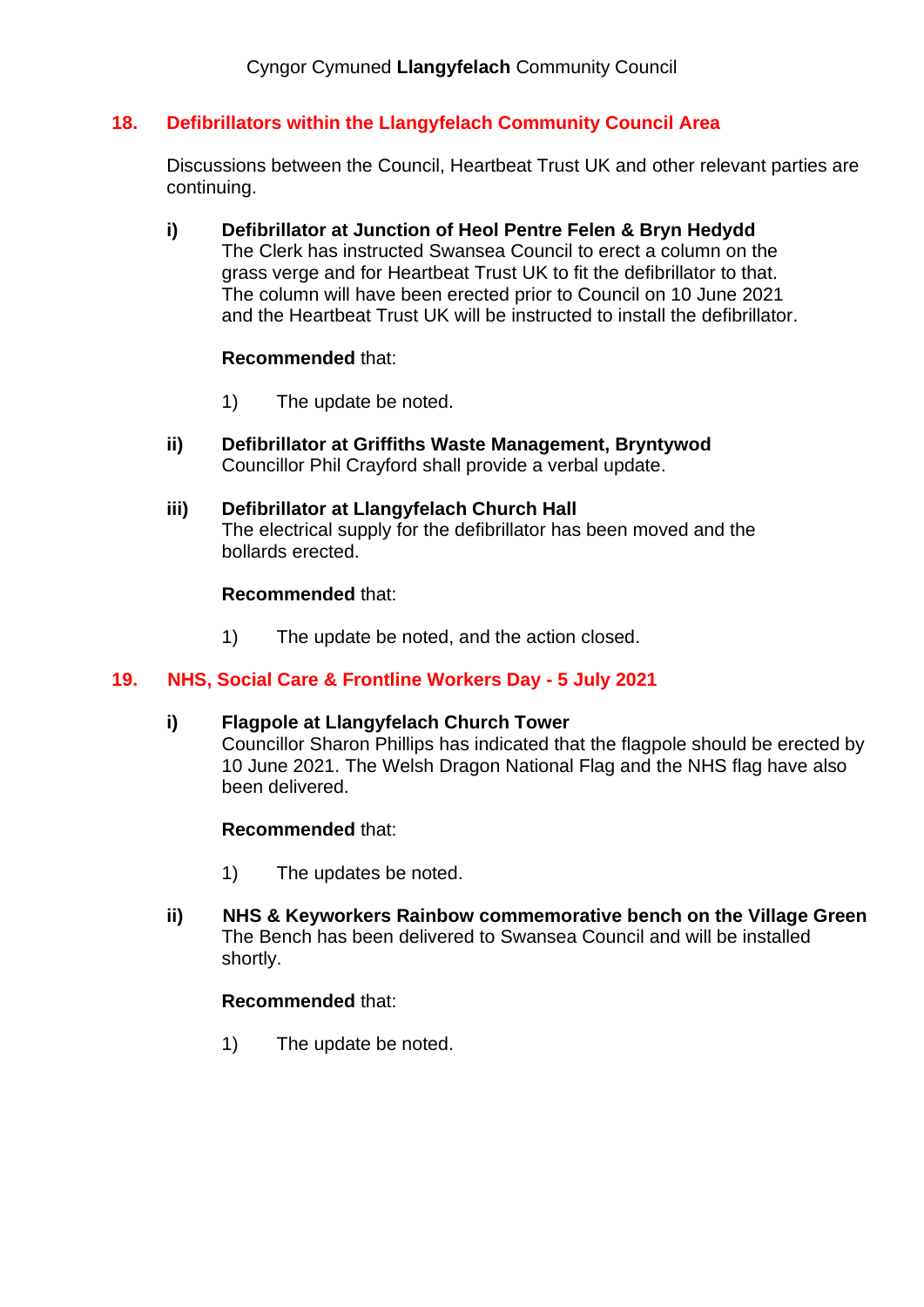## 18. Defibrillators within the Llangyfelach Community Council Area

Discussions between the Council, Heartbeat Trust UK and other relevant parties are continuing.

**i) Defibrillator at Junction of Heol Pentre Felen & Bryn Hedydd**
The Clerk has instructed Swansea Council to erect a column on the grass verge and for Heartbeat Trust UK to fit the defibrillator to that. The column will have been erected prior to Council on 10 June 2021 and the Heartbeat Trust UK will be instructed to install the defibrillator.

**Recommended** that:

1) The update be noted.

**ii) Defibrillator at Griffiths Waste Management, Bryntywod**
Councillor Phil Crayford shall provide a verbal update.

**iii) Defibrillator at Llangyfelach Church Hall**
The electrical supply for the defibrillator has been moved and the bollards erected.

**Recommended** that:

1) The update be noted, and the action closed.

## 19. NHS, Social Care & Frontline Workers Day - 5 July 2021

**i) Flagpole at Llangyfelach Church Tower**
Councillor Sharon Phillips has indicated that the flagpole should be erected by 10 June 2021. The Welsh Dragon National Flag and the NHS flag have also been delivered.

**Recommended** that:

1) The updates be noted.

**ii) NHS & Keyworkers Rainbow commemorative bench on the Village Green**
The Bench has been delivered to Swansea Council and will be installed shortly.

**Recommended** that:

1) The update be noted.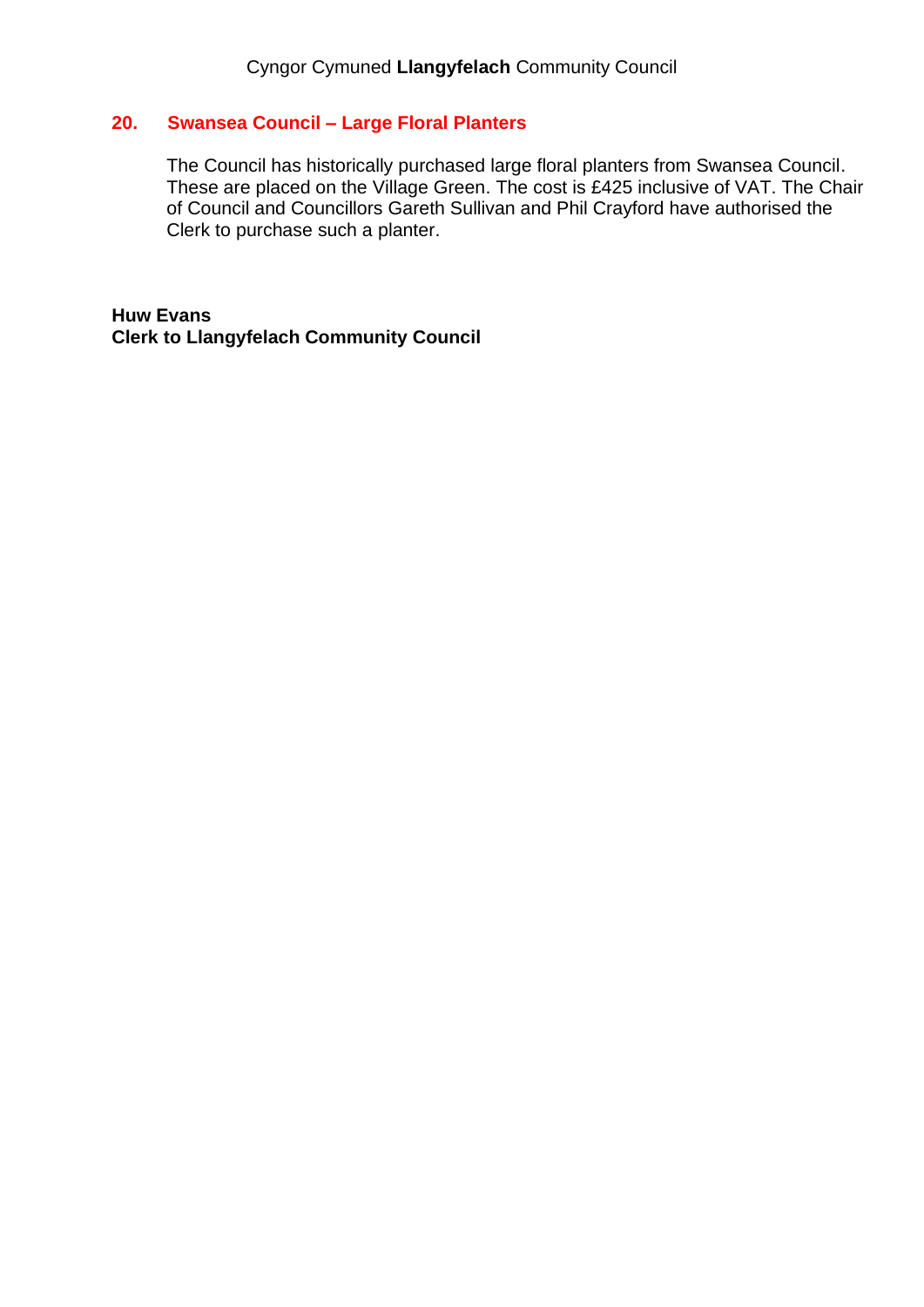## 20. Swansea Council – Large Floral Planters

The Council has historically purchased large floral planters from Swansea Council. These are placed on the Village Green. The cost is £425 inclusive of VAT. The Chair of Council and Councillors Gareth Sullivan and Phil Crayford have authorised the Clerk to purchase such a planter.

**Huw Evans**
**Clerk to Llangyfelach Community Council**